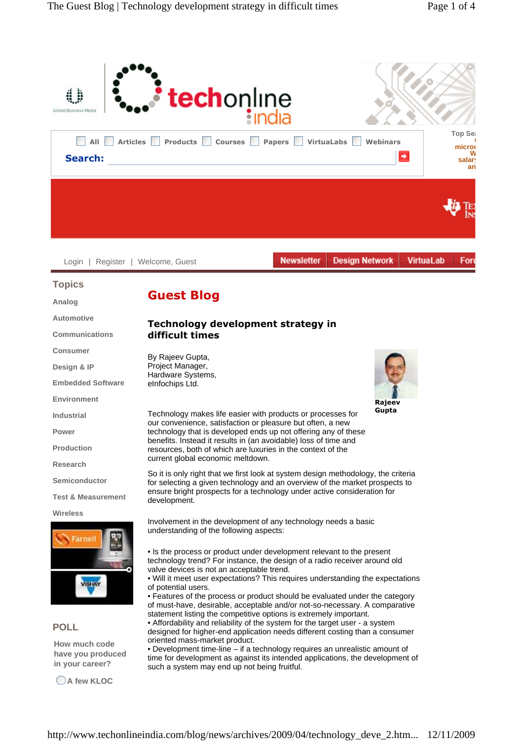Topics

- Analog
- Automotive
- Communications
- Consumer
- Design & IP
- Embedded Software
- Environment
- Industrial
- Power
- Production
- Research
- Semiconductor
- Test & Measurement
- Wireless

# Guest Blog

## Technology development strategy in difficult times

By Rajeev Gupta,
Project Manager,
Hardware Systems,
eInfochips Ltd.

**Rajeev Gupta**

Technology makes life easier with products or processes for our convenience, satisfaction or pleasure but often, a new technology that is developed ends up not offering any of these benefits. Instead it results in (an avoidable) loss of time and resources, both of which are luxuries in the context of the current global economic meltdown.

So it is only right that we first look at system design methodology, the criteria for selecting a given technology and an overview of the market prospects to ensure bright prospects for a technology under active consideration for development.

Involvement in the development of any technology needs a basic understanding of the following aspects:

- Is the process or product under development relevant to the present technology trend? For instance, the design of a radio receiver around old valve devices is not an acceptable trend.
- Will it meet user expectations? This requires understanding the expectations of potential users.
- Features of the process or product should be evaluated under the category of must-have, desirable, acceptable and/or not-so-necessary. A comparative statement listing the competitive options is extremely important.
- Affordability and reliability of the system for the target user - a system designed for higher-end application needs different costing than a consumer oriented mass-market product.
- Development time-line – if a technology requires an unrealistic amount of time for development as against its intended applications, the development of such a system may end up not being fruitful.

POLL

How much code have you produced in your career?

- A few KLOC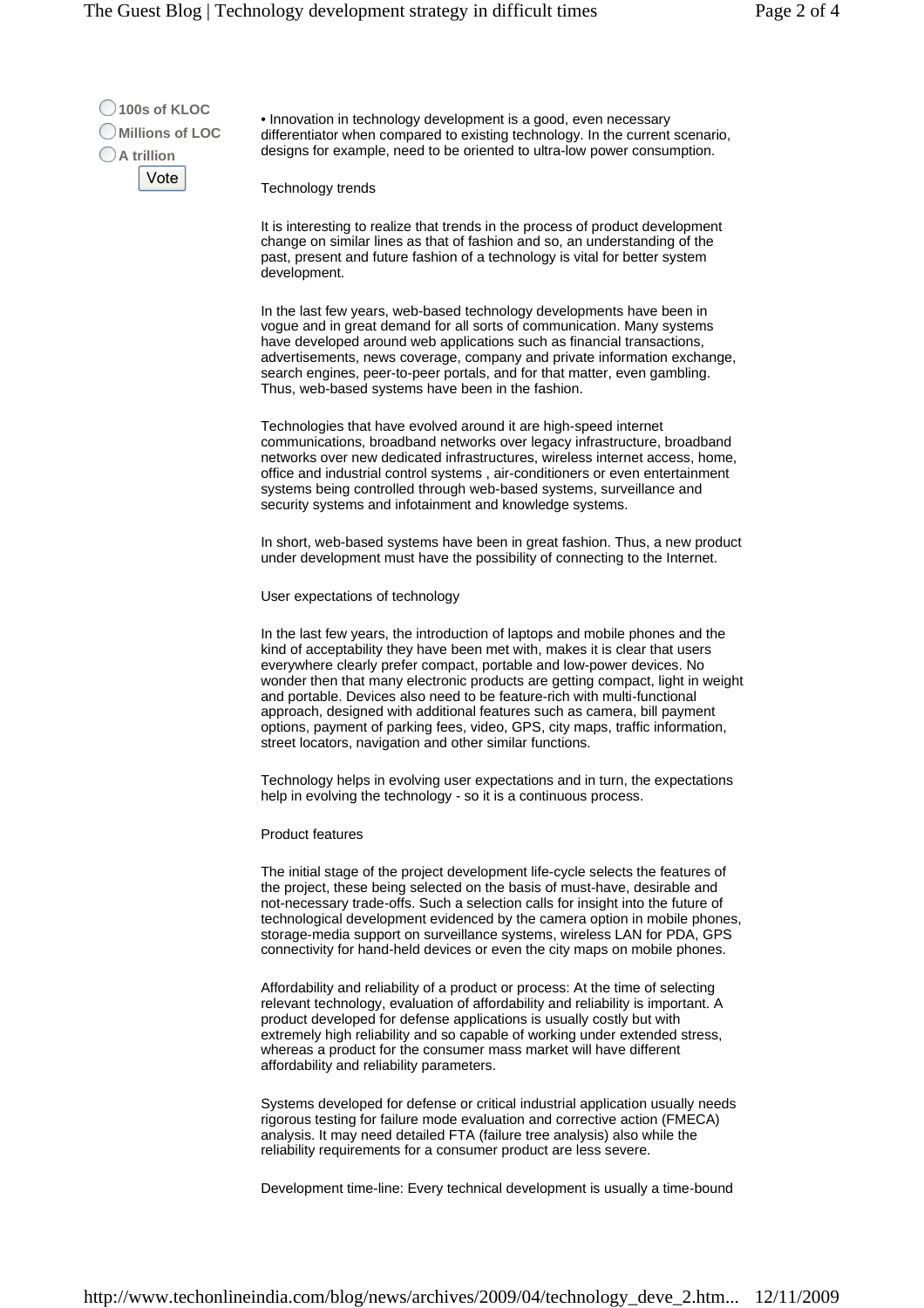○ 100s of KLOC
○ Millions of LOC
○ A trillion

Vote

• Innovation in technology development is a good, even necessary differentiator when compared to existing technology. In the current scenario, designs for example, need to be oriented to ultra-low power consumption.

Technology trends

It is interesting to realize that trends in the process of product development change on similar lines as that of fashion and so, an understanding of the past, present and future fashion of a technology is vital for better system development.

In the last few years, web-based technology developments have been in vogue and in great demand for all sorts of communication. Many systems have developed around web applications such as financial transactions, advertisements, news coverage, company and private information exchange, search engines, peer-to-peer portals, and for that matter, even gambling. Thus, web-based systems have been in the fashion.

Technologies that have evolved around it are high-speed internet communications, broadband networks over legacy infrastructure, broadband networks over new dedicated infrastructures, wireless internet access, home, office and industrial control systems , air-conditioners or even entertainment systems being controlled through web-based systems, surveillance and security systems and infotainment and knowledge systems.

In short, web-based systems have been in great fashion. Thus, a new product under development must have the possibility of connecting to the Internet.

User expectations of technology

In the last few years, the introduction of laptops and mobile phones and the kind of acceptability they have been met with, makes it is clear that users everywhere clearly prefer compact, portable and low-power devices. No wonder then that many electronic products are getting compact, light in weight and portable. Devices also need to be feature-rich with multi-functional approach, designed with additional features such as camera, bill payment options, payment of parking fees, video, GPS, city maps, traffic information, street locators, navigation and other similar functions.

Technology helps in evolving user expectations and in turn, the expectations help in evolving the technology - so it is a continuous process.

Product features

The initial stage of the project development life-cycle selects the features of the project, these being selected on the basis of must-have, desirable and not-necessary trade-offs. Such a selection calls for insight into the future of technological development evidenced by the camera option in mobile phones, storage-media support on surveillance systems, wireless LAN for PDA, GPS connectivity for hand-held devices or even the city maps on mobile phones.

Affordability and reliability of a product or process: At the time of selecting relevant technology, evaluation of affordability and reliability is important. A product developed for defense applications is usually costly but with extremely high reliability and so capable of working under extended stress, whereas a product for the consumer mass market will have different affordability and reliability parameters.

Systems developed for defense or critical industrial application usually needs rigorous testing for failure mode evaluation and corrective action (FMECA) analysis. It may need detailed FTA (failure tree analysis) also while the reliability requirements for a consumer product are less severe.

Development time-line: Every technical development is usually a time-bound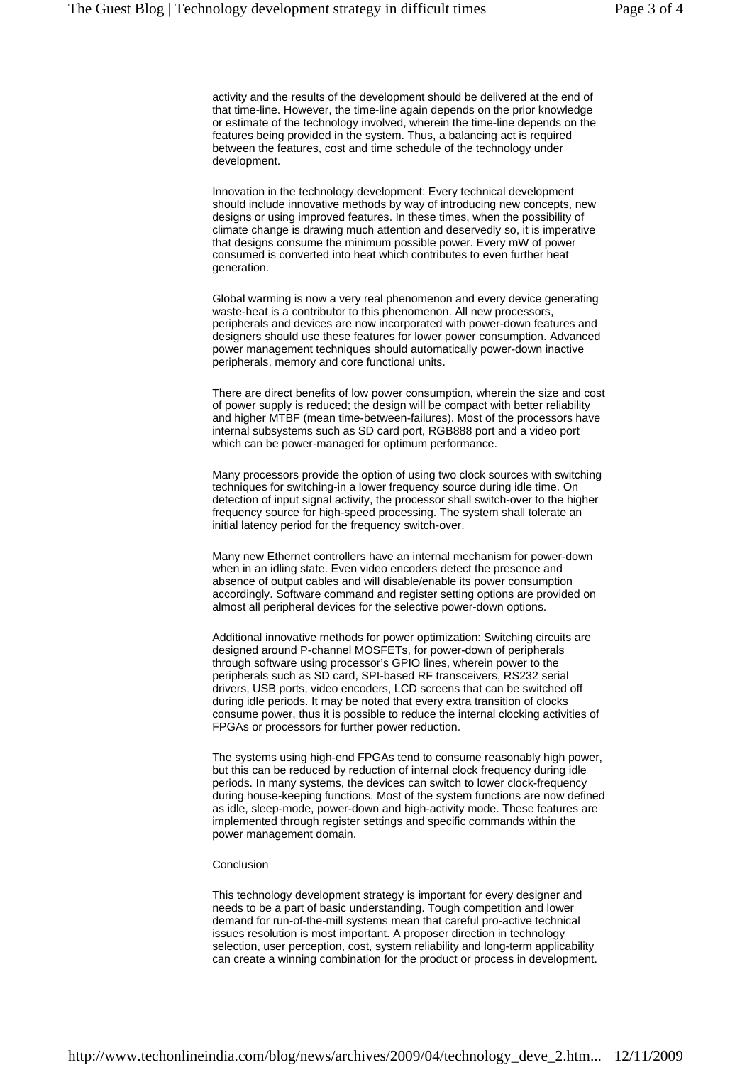activity and the results of the development should be delivered at the end of that time-line. However, the time-line again depends on the prior knowledge or estimate of the technology involved, wherein the time-line depends on the features being provided in the system. Thus, a balancing act is required between the features, cost and time schedule of the technology under development.

Innovation in the technology development: Every technical development should include innovative methods by way of introducing new concepts, new designs or using improved features. In these times, when the possibility of climate change is drawing much attention and deservedly so, it is imperative that designs consume the minimum possible power. Every mW of power consumed is converted into heat which contributes to even further heat generation.

Global warming is now a very real phenomenon and every device generating waste-heat is a contributor to this phenomenon. All new processors, peripherals and devices are now incorporated with power-down features and designers should use these features for lower power consumption. Advanced power management techniques should automatically power-down inactive peripherals, memory and core functional units.

There are direct benefits of low power consumption, wherein the size and cost of power supply is reduced; the design will be compact with better reliability and higher MTBF (mean time-between-failures). Most of the processors have internal subsystems such as SD card port, RGB888 port and a video port which can be power-managed for optimum performance.

Many processors provide the option of using two clock sources with switching techniques for switching-in a lower frequency source during idle time. On detection of input signal activity, the processor shall switch-over to the higher frequency source for high-speed processing. The system shall tolerate an initial latency period for the frequency switch-over.

Many new Ethernet controllers have an internal mechanism for power-down when in an idling state. Even video encoders detect the presence and absence of output cables and will disable/enable its power consumption accordingly. Software command and register setting options are provided on almost all peripheral devices for the selective power-down options.

Additional innovative methods for power optimization: Switching circuits are designed around P-channel MOSFETs, for power-down of peripherals through software using processor's GPIO lines, wherein power to the peripherals such as SD card, SPI-based RF transceivers, RS232 serial drivers, USB ports, video encoders, LCD screens that can be switched off during idle periods. It may be noted that every extra transition of clocks consume power, thus it is possible to reduce the internal clocking activities of FPGAs or processors for further power reduction.

The systems using high-end FPGAs tend to consume reasonably high power, but this can be reduced by reduction of internal clock frequency during idle periods. In many systems, the devices can switch to lower clock-frequency during house-keeping functions. Most of the system functions are now defined as idle, sleep-mode, power-down and high-activity mode. These features are implemented through register settings and specific commands within the power management domain.

Conclusion

This technology development strategy is important for every designer and needs to be a part of basic understanding. Tough competition and lower demand for run-of-the-mill systems mean that careful pro-active technical issues resolution is most important. A proposer direction in technology selection, user perception, cost, system reliability and long-term applicability can create a winning combination for the product or process in development.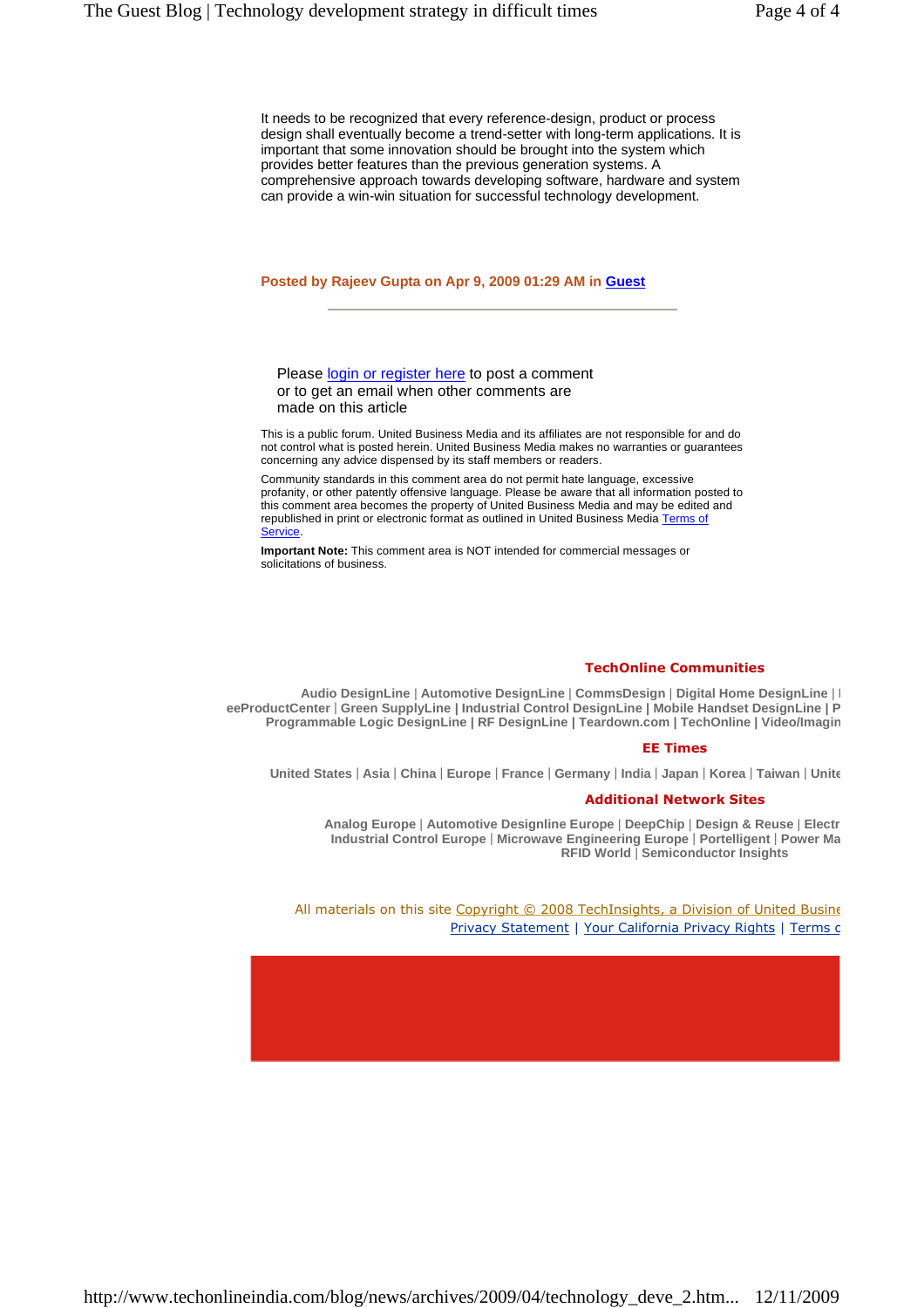It needs to be recognized that every reference-design, product or process design shall eventually become a trend-setter with long-term applications. It is important that some innovation should be brought into the system which provides better features than the previous generation systems. A comprehensive approach towards developing software, hardware and system can provide a win-win situation for successful technology development.

**Posted by Rajeev Gupta on Apr 9, 2009 01:29 AM in Guest**

---

Please login or register here to post a comment or to get an email when other comments are made on this article

This is a public forum. United Business Media and its affiliates are not responsible for and do not control what is posted herein. United Business Media makes no warranties or guarantees concerning any advice dispensed by its staff members or readers.

Community standards in this comment area do not permit hate language, excessive profanity, or other patently offensive language. Please be aware that all information posted to this comment area becomes the property of United Business Media and may be edited and republished in print or electronic format as outlined in United Business Media Terms of Service.

**Important Note:** This comment area is NOT intended for commercial messages or solicitations of business.

**TechOnline Communities**

Audio DesignLine | Automotive DesignLine | CommsDesign | Digital Home DesignLine | I
eeProductCenter | Green SupplyLine | Industrial Control DesignLine | Mobile Handset DesignLine | P
Programmable Logic DesignLine | RF DesignLine | Teardown.com | TechOnline | Video/Imagin

**EE Times**

United States | Asia | China | Europe | France | Germany | India | Japan | Korea | Taiwan | Unite

**Additional Network Sites**

Analog Europe | Automotive Designline Europe | DeepChip | Design & Reuse | Electr
Industrial Control Europe | Microwave Engineering Europe | Portelligent | Power Ma
RFID World | Semiconductor Insights

All materials on this site Copyright © 2008 TechInsights, a Division of United Busine
Privacy Statement | Your California Privacy Rights | Terms c